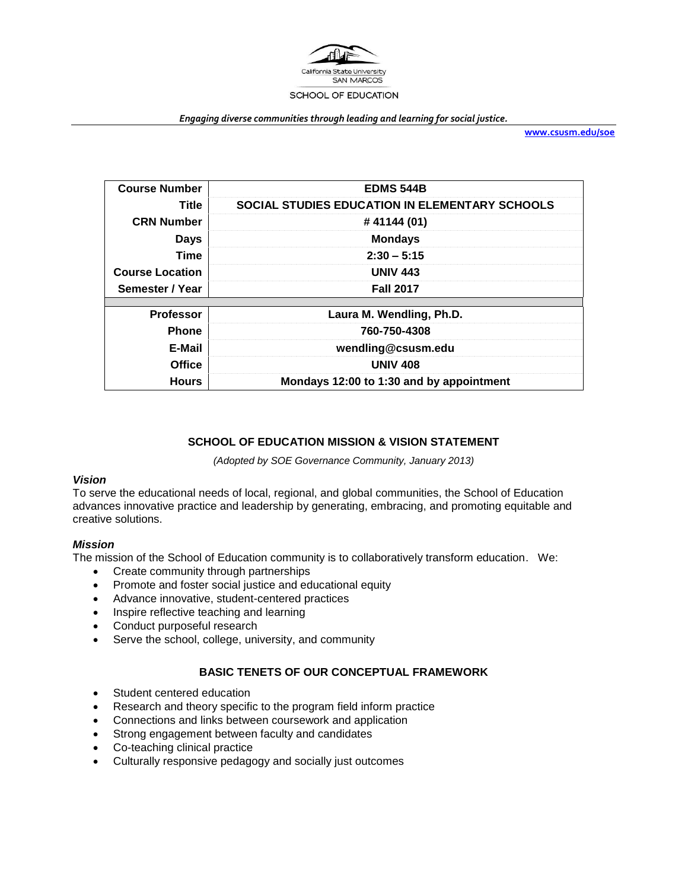California State University
SAN MARCOS
SCHOOL OF EDUCATION

*Engaging diverse communities through leading and learning for social justice.*

**www.csusm.edu/soe**

| | |
|---|---|
| **Course Number** | **EDMS 544B** |
| **Title** | **SOCIAL STUDIES EDUCATION IN ELEMENTARY SCHOOLS** |
| **CRN Number** | **# 41144 (01)** |
| **Days** | **Mondays** |
| **Time** | **2:30 – 5:15** |
| **Course Location** | **UNIV 443** |
| **Semester / Year** | **Fall 2017** |
| | |
| **Professor** | **Laura M. Wendling, Ph.D.** |
| **Phone** | **760-750-4308** |
| **E-Mail** | **wendling@csusm.edu** |
| **Office** | **UNIV 408** |
| **Hours** | **Mondays 12:00 to 1:30 and by appointment** |

## SCHOOL OF EDUCATION MISSION & VISION STATEMENT

*(Adopted by SOE Governance Community, January 2013)*

### *Vision*

To serve the educational needs of local, regional, and global communities, the School of Education advances innovative practice and leadership by generating, embracing, and promoting equitable and creative solutions.

### *Mission*

The mission of the School of Education community is to collaboratively transform education. We:

- Create community through partnerships
- Promote and foster social justice and educational equity
- Advance innovative, student-centered practices
- Inspire reflective teaching and learning
- Conduct purposeful research
- Serve the school, college, university, and community

## BASIC TENETS OF OUR CONCEPTUAL FRAMEWORK

- Student centered education
- Research and theory specific to the program field inform practice
- Connections and links between coursework and application
- Strong engagement between faculty and candidates
- Co-teaching clinical practice
- Culturally responsive pedagogy and socially just outcomes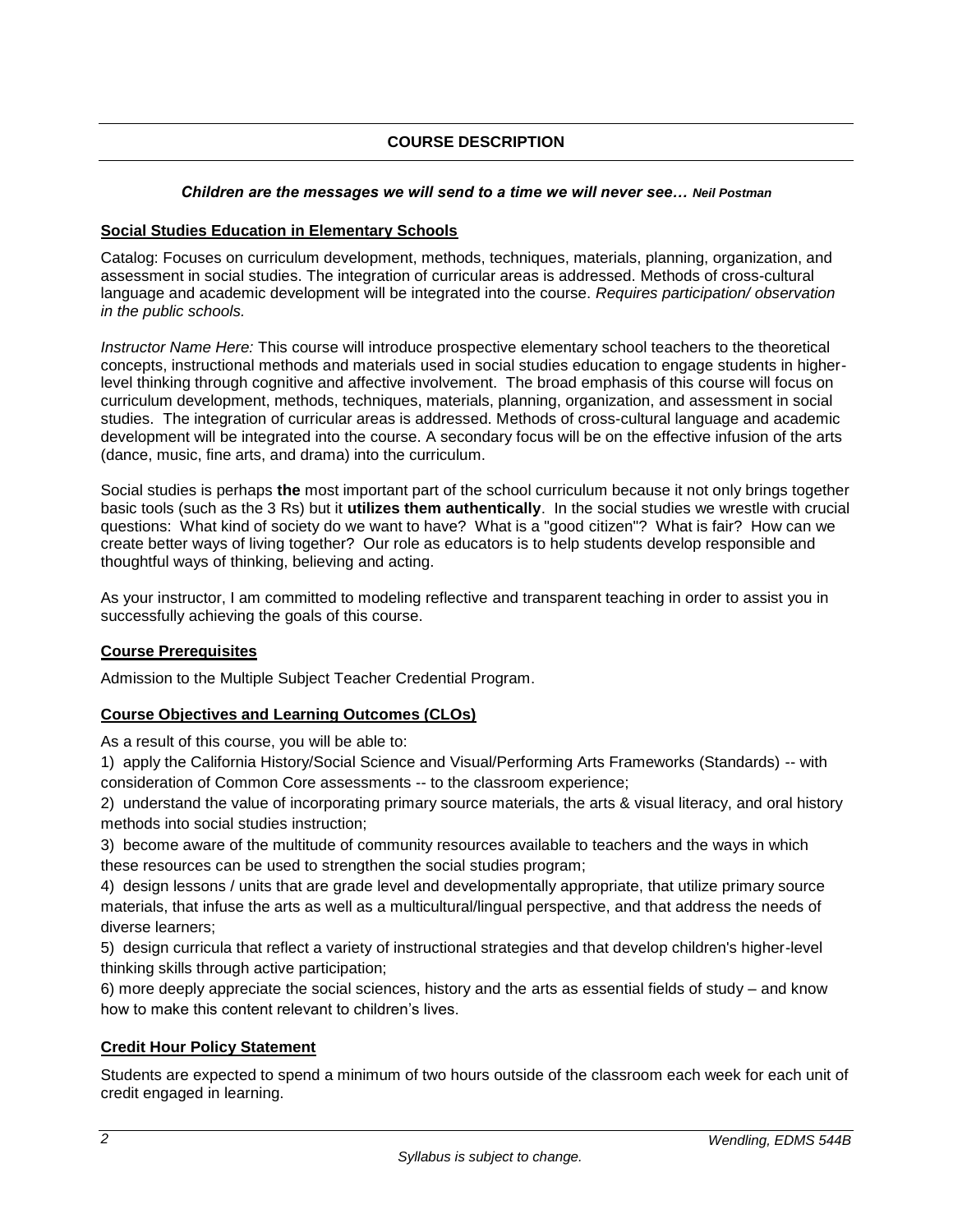## COURSE DESCRIPTION

***Children are the messages we will send to a time we will never see…*** ***Neil Postman***

### Social Studies Education in Elementary Schools

Catalog: Focuses on curriculum development, methods, techniques, materials, planning, organization, and assessment in social studies. The integration of curricular areas is addressed. Methods of cross-cultural language and academic development will be integrated into the course. *Requires participation/ observation in the public schools.*

*Instructor Name Here:* This course will introduce prospective elementary school teachers to the theoretical concepts, instructional methods and materials used in social studies education to engage students in higher-level thinking through cognitive and affective involvement. The broad emphasis of this course will focus on curriculum development, methods, techniques, materials, planning, organization, and assessment in social studies. The integration of curricular areas is addressed. Methods of cross-cultural language and academic development will be integrated into the course. A secondary focus will be on the effective infusion of the arts (dance, music, fine arts, and drama) into the curriculum.

Social studies is perhaps **the** most important part of the school curriculum because it not only brings together basic tools (such as the 3 Rs) but it **utilizes them authentically**. In the social studies we wrestle with crucial questions: What kind of society do we want to have? What is a "good citizen"? What is fair? How can we create better ways of living together? Our role as educators is to help students develop responsible and thoughtful ways of thinking, believing and acting.

As your instructor, I am committed to modeling reflective and transparent teaching in order to assist you in successfully achieving the goals of this course.

### Course Prerequisites

Admission to the Multiple Subject Teacher Credential Program.

### Course Objectives and Learning Outcomes (CLOs)

As a result of this course, you will be able to:

1) apply the California History/Social Science and Visual/Performing Arts Frameworks (Standards) -- with consideration of Common Core assessments -- to the classroom experience;
2) understand the value of incorporating primary source materials, the arts & visual literacy, and oral history methods into social studies instruction;
3) become aware of the multitude of community resources available to teachers and the ways in which these resources can be used to strengthen the social studies program;
4) design lessons / units that are grade level and developmentally appropriate, that utilize primary source materials, that infuse the arts as well as a multicultural/lingual perspective, and that address the needs of diverse learners;
5) design curricula that reflect a variety of instructional strategies and that develop children's higher-level thinking skills through active participation;
6) more deeply appreciate the social sciences, history and the arts as essential fields of study – and know how to make this content relevant to children's lives.

### Credit Hour Policy Statement

Students are expected to spend a minimum of two hours outside of the classroom each week for each unit of credit engaged in learning.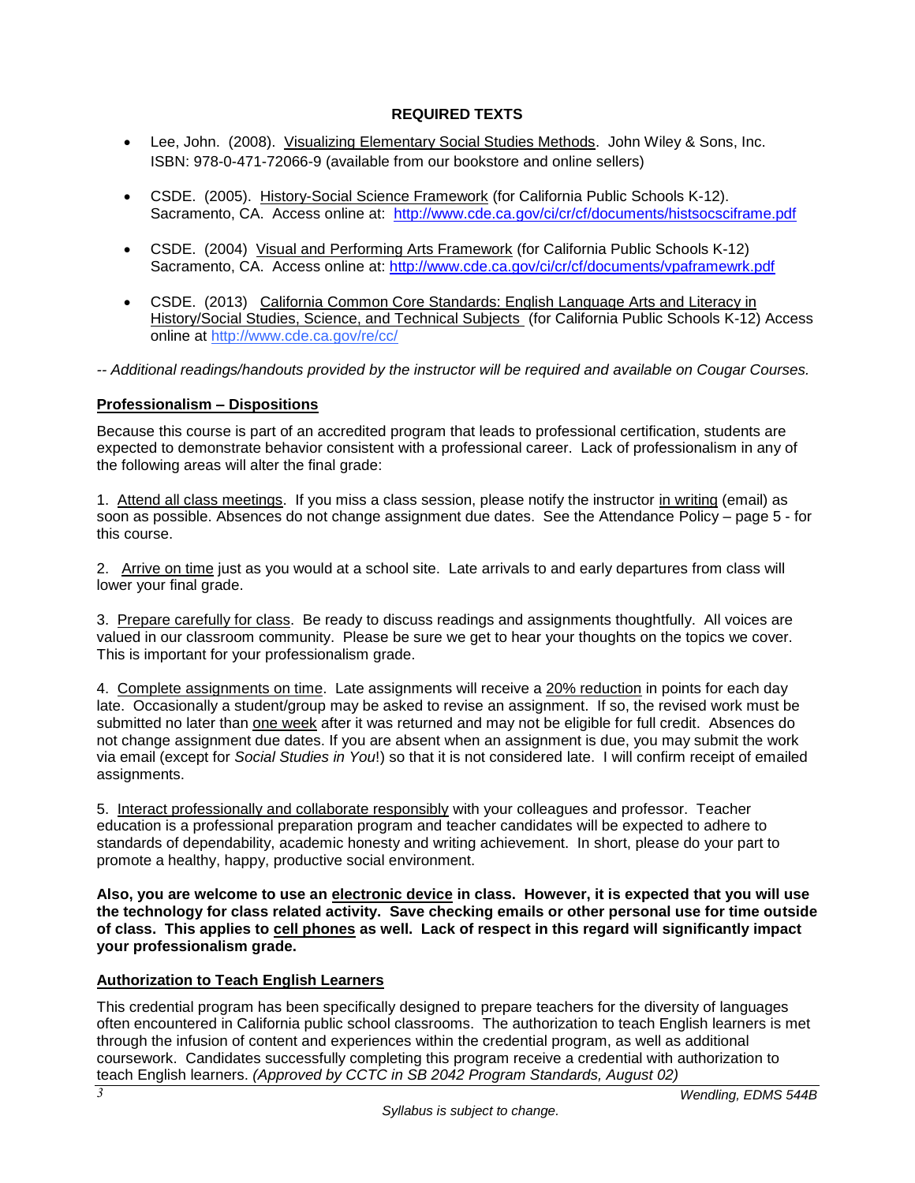**REQUIRED TEXTS**

- Lee, John. (2008). Visualizing Elementary Social Studies Methods. John Wiley & Sons, Inc. ISBN: 978-0-471-72066-9 (available from our bookstore and online sellers)
- CSDE. (2005). History-Social Science Framework (for California Public Schools K-12). Sacramento, CA. Access online at: http://www.cde.ca.gov/ci/cr/cf/documents/histsocsciframe.pdf
- CSDE. (2004) Visual and Performing Arts Framework (for California Public Schools K-12) Sacramento, CA. Access online at: http://www.cde.ca.gov/ci/cr/cf/documents/vpaframewrk.pdf
- CSDE. (2013) California Common Core Standards: English Language Arts and Literacy in History/Social Studies, Science, and Technical Subjects (for California Public Schools K-12) Access online at http://www.cde.ca.gov/re/cc/

*-- Additional readings/handouts provided by the instructor will be required and available on Cougar Courses.*

**Professionalism – Dispositions**

Because this course is part of an accredited program that leads to professional certification, students are expected to demonstrate behavior consistent with a professional career. Lack of professionalism in any of the following areas will alter the final grade:

1. Attend all class meetings. If you miss a class session, please notify the instructor in writing (email) as soon as possible. Absences do not change assignment due dates. See the Attendance Policy – page 5 - for this course.

2. Arrive on time just as you would at a school site. Late arrivals to and early departures from class will lower your final grade.

3. Prepare carefully for class. Be ready to discuss readings and assignments thoughtfully. All voices are valued in our classroom community. Please be sure we get to hear your thoughts on the topics we cover. This is important for your professionalism grade.

4. Complete assignments on time. Late assignments will receive a 20% reduction in points for each day late. Occasionally a student/group may be asked to revise an assignment. If so, the revised work must be submitted no later than one week after it was returned and may not be eligible for full credit. Absences do not change assignment due dates. If you are absent when an assignment is due, you may submit the work via email (except for *Social Studies in You*!) so that it is not considered late. I will confirm receipt of emailed assignments.

5. Interact professionally and collaborate responsibly with your colleagues and professor. Teacher education is a professional preparation program and teacher candidates will be expected to adhere to standards of dependability, academic honesty and writing achievement. In short, please do your part to promote a healthy, happy, productive social environment.

**Also, you are welcome to use an electronic device in class. However, it is expected that you will use the technology for class related activity. Save checking emails or other personal use for time outside of class. This applies to cell phones as well. Lack of respect in this regard will significantly impact your professionalism grade.**

**Authorization to Teach English Learners**

This credential program has been specifically designed to prepare teachers for the diversity of languages often encountered in California public school classrooms. The authorization to teach English learners is met through the infusion of content and experiences within the credential program, as well as additional coursework. Candidates successfully completing this program receive a credential with authorization to teach English learners. *(Approved by CCTC in SB 2042 Program Standards, August 02)*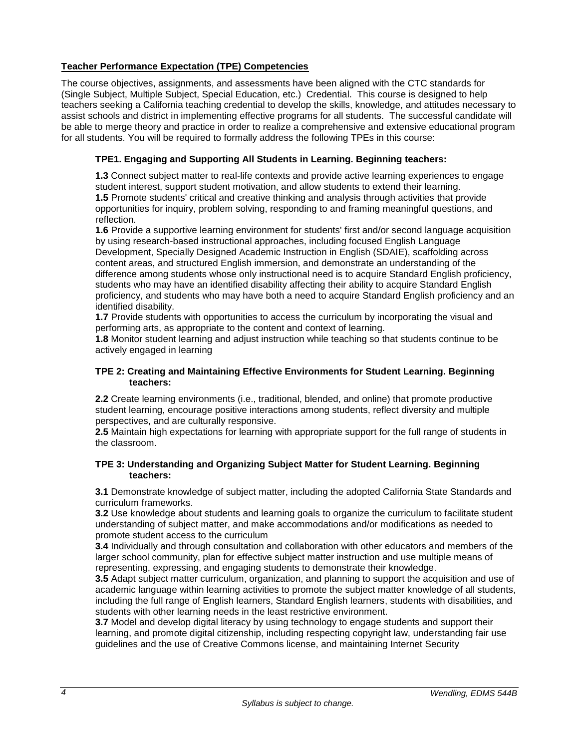**Teacher Performance Expectation (TPE) Competencies**

The course objectives, assignments, and assessments have been aligned with the CTC standards for (Single Subject, Multiple Subject, Special Education, etc.) Credential. This course is designed to help teachers seeking a California teaching credential to develop the skills, knowledge, and attitudes necessary to assist schools and district in implementing effective programs for all students. The successful candidate will be able to merge theory and practice in order to realize a comprehensive and extensive educational program for all students. You will be required to formally address the following TPEs in this course:

**TPE1. Engaging and Supporting All Students in Learning. Beginning teachers:**

**1.3** Connect subject matter to real-life contexts and provide active learning experiences to engage student interest, support student motivation, and allow students to extend their learning.
**1.5** Promote students' critical and creative thinking and analysis through activities that provide opportunities for inquiry, problem solving, responding to and framing meaningful questions, and reflection.
**1.6** Provide a supportive learning environment for students' first and/or second language acquisition by using research-based instructional approaches, including focused English Language Development, Specially Designed Academic Instruction in English (SDAIE), scaffolding across content areas, and structured English immersion, and demonstrate an understanding of the difference among students whose only instructional need is to acquire Standard English proficiency, students who may have an identified disability affecting their ability to acquire Standard English proficiency, and students who may have both a need to acquire Standard English proficiency and an identified disability.
**1.7** Provide students with opportunities to access the curriculum by incorporating the visual and performing arts, as appropriate to the content and context of learning.
**1.8** Monitor student learning and adjust instruction while teaching so that students continue to be actively engaged in learning

**TPE 2: Creating and Maintaining Effective Environments for Student Learning. Beginning teachers:**

**2.2** Create learning environments (i.e., traditional, blended, and online) that promote productive student learning, encourage positive interactions among students, reflect diversity and multiple perspectives, and are culturally responsive.
**2.5** Maintain high expectations for learning with appropriate support for the full range of students in the classroom.

**TPE 3: Understanding and Organizing Subject Matter for Student Learning. Beginning teachers:**

**3.1** Demonstrate knowledge of subject matter, including the adopted California State Standards and curriculum frameworks.
**3.2** Use knowledge about students and learning goals to organize the curriculum to facilitate student understanding of subject matter, and make accommodations and/or modifications as needed to promote student access to the curriculum
**3.4** Individually and through consultation and collaboration with other educators and members of the larger school community, plan for effective subject matter instruction and use multiple means of representing, expressing, and engaging students to demonstrate their knowledge.
**3.5** Adapt subject matter curriculum, organization, and planning to support the acquisition and use of academic language within learning activities to promote the subject matter knowledge of all students, including the full range of English learners, Standard English learners, students with disabilities, and students with other learning needs in the least restrictive environment.
**3.7** Model and develop digital literacy by using technology to engage students and support their learning, and promote digital citizenship, including respecting copyright law, understanding fair use guidelines and the use of Creative Commons license, and maintaining Internet Security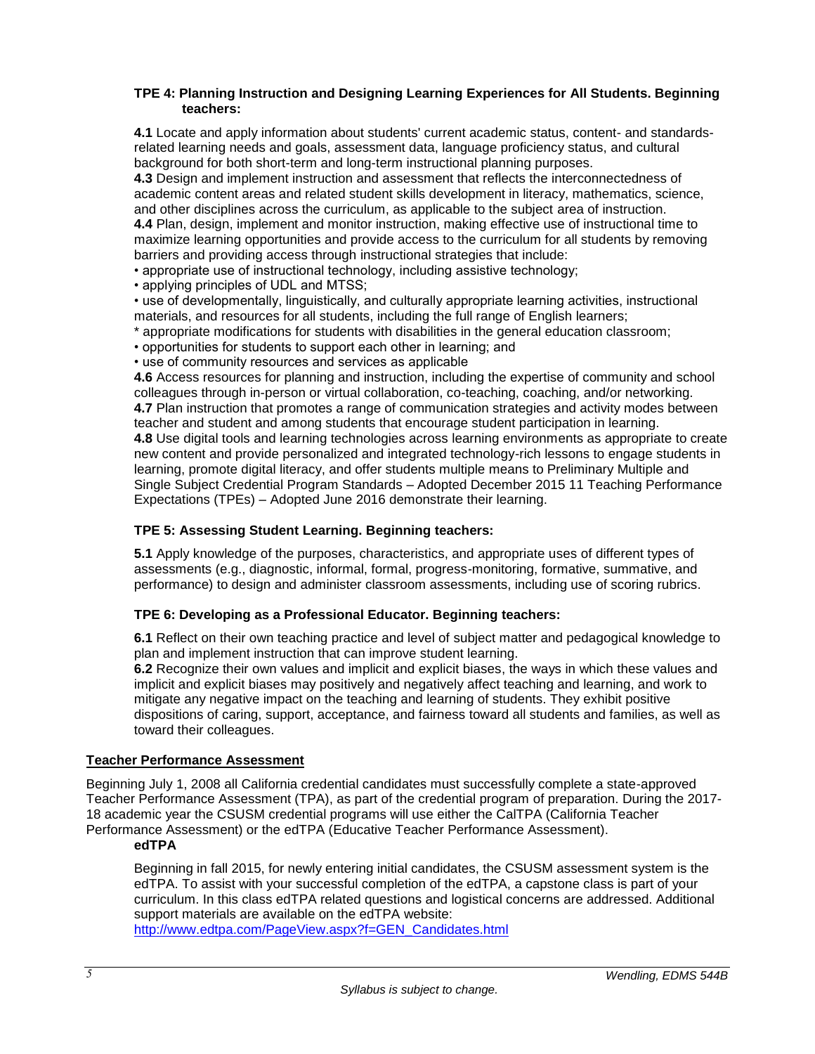**TPE 4: Planning Instruction and Designing Learning Experiences for All Students. Beginning teachers:**

**4.1** Locate and apply information about students' current academic status, content- and standards-related learning needs and goals, assessment data, language proficiency status, and cultural background for both short-term and long-term instructional planning purposes.
**4.3** Design and implement instruction and assessment that reflects the interconnectedness of academic content areas and related student skills development in literacy, mathematics, science, and other disciplines across the curriculum, as applicable to the subject area of instruction.
**4.4** Plan, design, implement and monitor instruction, making effective use of instructional time to maximize learning opportunities and provide access to the curriculum for all students by removing barriers and providing access through instructional strategies that include:
• appropriate use of instructional technology, including assistive technology;
• applying principles of UDL and MTSS;
• use of developmentally, linguistically, and culturally appropriate learning activities, instructional materials, and resources for all students, including the full range of English learners;
* appropriate modifications for students with disabilities in the general education classroom;
• opportunities for students to support each other in learning; and
• use of community resources and services as applicable
**4.6** Access resources for planning and instruction, including the expertise of community and school colleagues through in-person or virtual collaboration, co-teaching, coaching, and/or networking.
**4.7** Plan instruction that promotes a range of communication strategies and activity modes between teacher and student and among students that encourage student participation in learning.
**4.8** Use digital tools and learning technologies across learning environments as appropriate to create new content and provide personalized and integrated technology-rich lessons to engage students in learning, promote digital literacy, and offer students multiple means to Preliminary Multiple and Single Subject Credential Program Standards – Adopted December 2015 11 Teaching Performance Expectations (TPEs) – Adopted June 2016 demonstrate their learning.

**TPE 5: Assessing Student Learning. Beginning teachers:**

**5.1** Apply knowledge of the purposes, characteristics, and appropriate uses of different types of assessments (e.g., diagnostic, informal, formal, progress-monitoring, formative, summative, and performance) to design and administer classroom assessments, including use of scoring rubrics.

**TPE 6: Developing as a Professional Educator. Beginning teachers:**

**6.1** Reflect on their own teaching practice and level of subject matter and pedagogical knowledge to plan and implement instruction that can improve student learning.
**6.2** Recognize their own values and implicit and explicit biases, the ways in which these values and implicit and explicit biases may positively and negatively affect teaching and learning, and work to mitigate any negative impact on the teaching and learning of students. They exhibit positive dispositions of caring, support, acceptance, and fairness toward all students and families, as well as toward their colleagues.

## Teacher Performance Assessment

Beginning July 1, 2008 all California credential candidates must successfully complete a state-approved Teacher Performance Assessment (TPA), as part of the credential program of preparation. During the 2017-18 academic year the CSUSM credential programs will use either the CalTPA (California Teacher Performance Assessment) or the edTPA (Educative Teacher Performance Assessment).

**edTPA**

Beginning in fall 2015, for newly entering initial candidates, the CSUSM assessment system is the edTPA. To assist with your successful completion of the edTPA, a capstone class is part of your curriculum. In this class edTPA related questions and logistical concerns are addressed. Additional support materials are available on the edTPA website:
http://www.edtpa.com/PageView.aspx?f=GEN_Candidates.html

*Syllabus is subject to change.*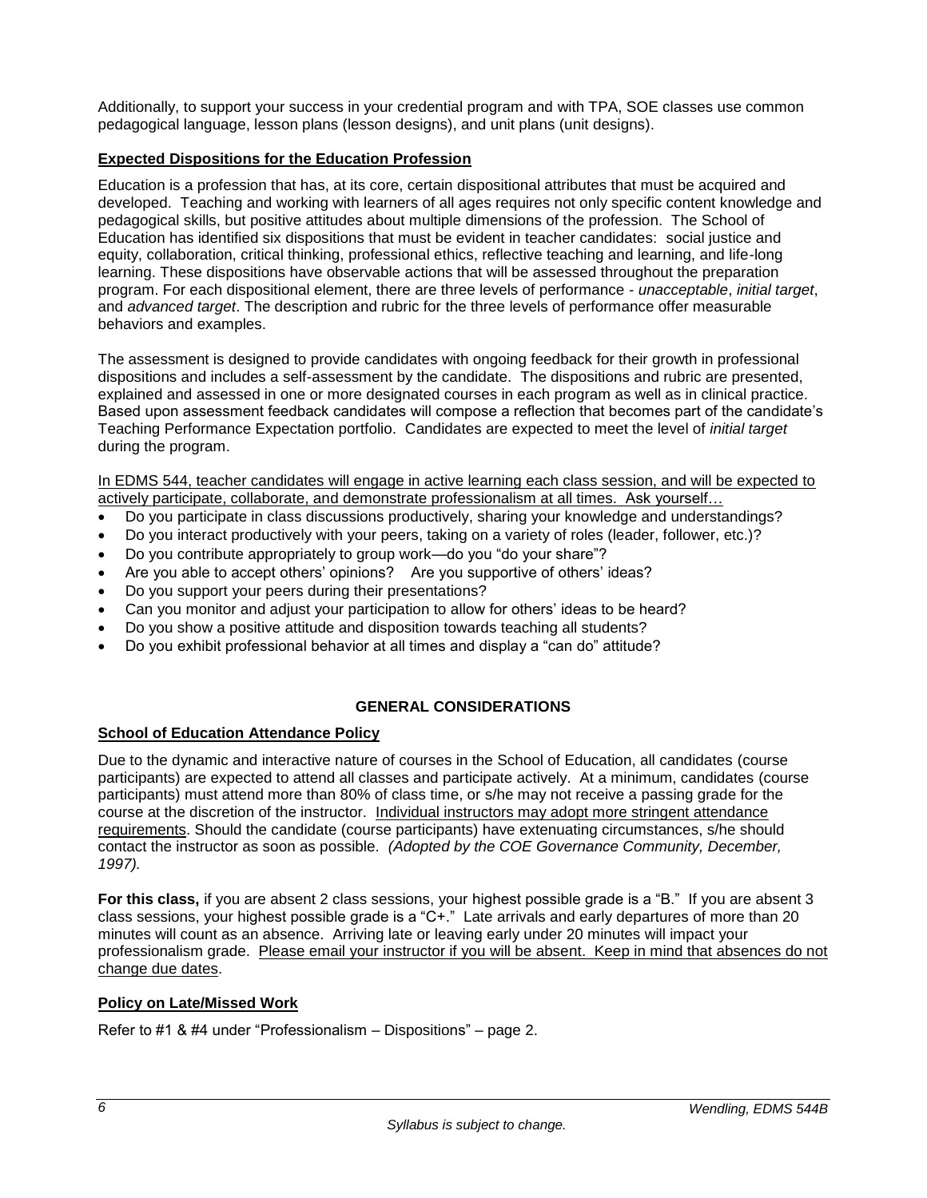Additionally, to support your success in your credential program and with TPA, SOE classes use common pedagogical language, lesson plans (lesson designs), and unit plans (unit designs).

### Expected Dispositions for the Education Profession

Education is a profession that has, at its core, certain dispositional attributes that must be acquired and developed. Teaching and working with learners of all ages requires not only specific content knowledge and pedagogical skills, but positive attitudes about multiple dimensions of the profession. The School of Education has identified six dispositions that must be evident in teacher candidates: social justice and equity, collaboration, critical thinking, professional ethics, reflective teaching and learning, and life-long learning. These dispositions have observable actions that will be assessed throughout the preparation program. For each dispositional element, there are three levels of performance - *unacceptable*, *initial target*, and *advanced target*. The description and rubric for the three levels of performance offer measurable behaviors and examples.

The assessment is designed to provide candidates with ongoing feedback for their growth in professional dispositions and includes a self-assessment by the candidate. The dispositions and rubric are presented, explained and assessed in one or more designated courses in each program as well as in clinical practice. Based upon assessment feedback candidates will compose a reflection that becomes part of the candidate's Teaching Performance Expectation portfolio. Candidates are expected to meet the level of *initial target* during the program.

In EDMS 544, teacher candidates will engage in active learning each class session, and will be expected to actively participate, collaborate, and demonstrate professionalism at all times. Ask yourself…

- Do you participate in class discussions productively, sharing your knowledge and understandings?
- Do you interact productively with your peers, taking on a variety of roles (leader, follower, etc.)?
- Do you contribute appropriately to group work—do you "do your share"?
- Are you able to accept others' opinions? Are you supportive of others' ideas?
- Do you support your peers during their presentations?
- Can you monitor and adjust your participation to allow for others' ideas to be heard?
- Do you show a positive attitude and disposition towards teaching all students?
- Do you exhibit professional behavior at all times and display a "can do" attitude?

## GENERAL CONSIDERATIONS

### School of Education Attendance Policy

Due to the dynamic and interactive nature of courses in the School of Education, all candidates (course participants) are expected to attend all classes and participate actively. At a minimum, candidates (course participants) must attend more than 80% of class time, or s/he may not receive a passing grade for the course at the discretion of the instructor. Individual instructors may adopt more stringent attendance requirements. Should the candidate (course participants) have extenuating circumstances, s/he should contact the instructor as soon as possible. *(Adopted by the COE Governance Community, December, 1997).*

**For this class,** if you are absent 2 class sessions, your highest possible grade is a "B." If you are absent 3 class sessions, your highest possible grade is a "C+." Late arrivals and early departures of more than 20 minutes will count as an absence. Arriving late or leaving early under 20 minutes will impact your professionalism grade. Please email your instructor if you will be absent. Keep in mind that absences do not change due dates.

### Policy on Late/Missed Work

Refer to #1 & #4 under "Professionalism – Dispositions" – page 2.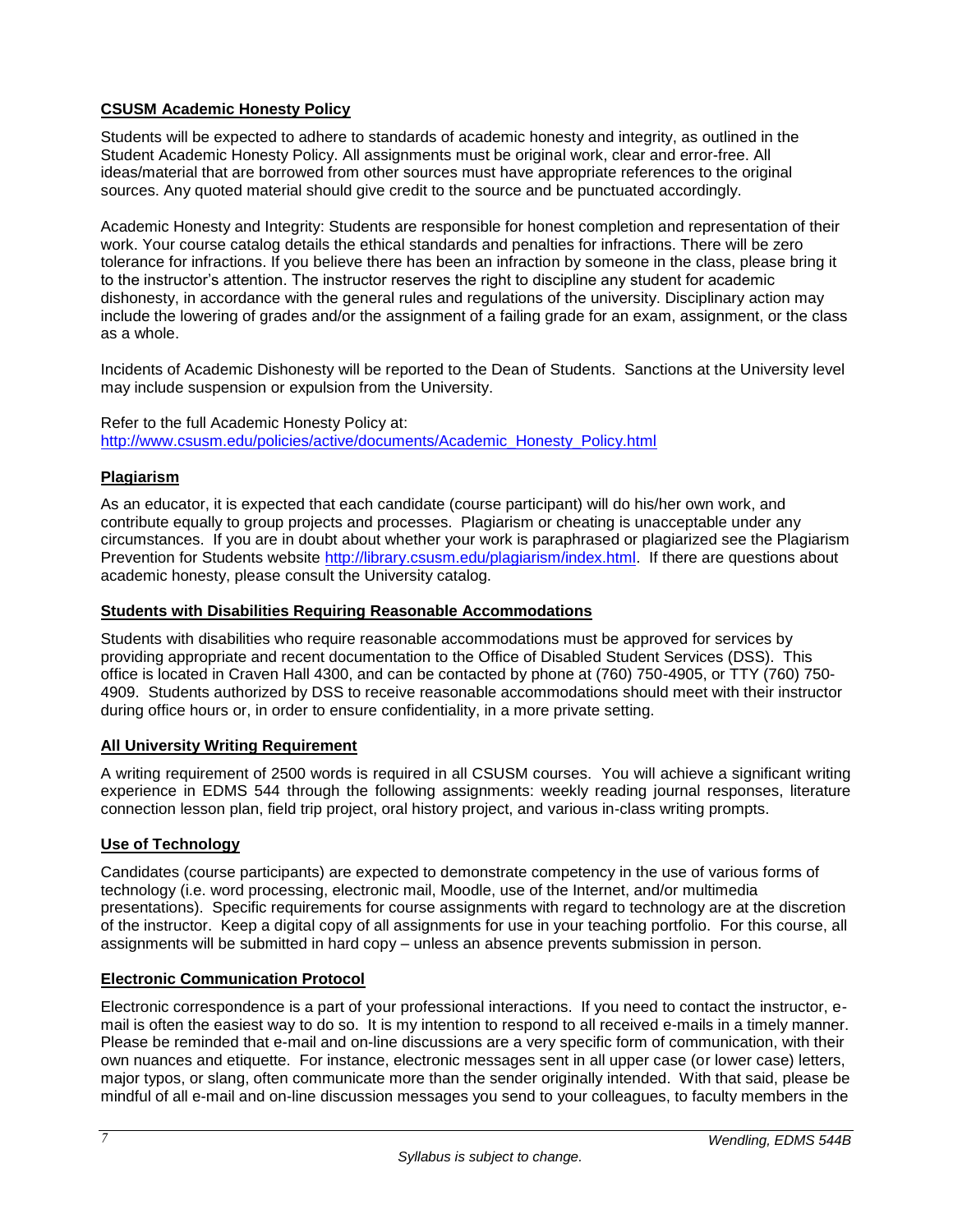### CSUSM Academic Honesty Policy

Students will be expected to adhere to standards of academic honesty and integrity, as outlined in the Student Academic Honesty Policy. All assignments must be original work, clear and error-free. All ideas/material that are borrowed from other sources must have appropriate references to the original sources. Any quoted material should give credit to the source and be punctuated accordingly.

Academic Honesty and Integrity: Students are responsible for honest completion and representation of their work. Your course catalog details the ethical standards and penalties for infractions. There will be zero tolerance for infractions. If you believe there has been an infraction by someone in the class, please bring it to the instructor's attention. The instructor reserves the right to discipline any student for academic dishonesty, in accordance with the general rules and regulations of the university. Disciplinary action may include the lowering of grades and/or the assignment of a failing grade for an exam, assignment, or the class as a whole.

Incidents of Academic Dishonesty will be reported to the Dean of Students. Sanctions at the University level may include suspension or expulsion from the University.

Refer to the full Academic Honesty Policy at:
[http://www.csusm.edu/policies/active/documents/Academic_Honesty_Policy.html](http://www.csusm.edu/policies/active/documents/Academic_Honesty_Policy.html)

### Plagiarism

As an educator, it is expected that each candidate (course participant) will do his/her own work, and contribute equally to group projects and processes. Plagiarism or cheating is unacceptable under any circumstances. If you are in doubt about whether your work is paraphrased or plagiarized see the Plagiarism Prevention for Students website [http://library.csusm.edu/plagiarism/index.html](http://library.csusm.edu/plagiarism/index.html). If there are questions about academic honesty, please consult the University catalog.

### Students with Disabilities Requiring Reasonable Accommodations

Students with disabilities who require reasonable accommodations must be approved for services by providing appropriate and recent documentation to the Office of Disabled Student Services (DSS). This office is located in Craven Hall 4300, and can be contacted by phone at (760) 750-4905, or TTY (760) 750-4909. Students authorized by DSS to receive reasonable accommodations should meet with their instructor during office hours or, in order to ensure confidentiality, in a more private setting.

### All University Writing Requirement

A writing requirement of 2500 words is required in all CSUSM courses. You will achieve a significant writing experience in EDMS 544 through the following assignments: weekly reading journal responses, literature connection lesson plan, field trip project, oral history project, and various in-class writing prompts.

### Use of Technology

Candidates (course participants) are expected to demonstrate competency in the use of various forms of technology (i.e. word processing, electronic mail, Moodle, use of the Internet, and/or multimedia presentations). Specific requirements for course assignments with regard to technology are at the discretion of the instructor. Keep a digital copy of all assignments for use in your teaching portfolio. For this course, all assignments will be submitted in hard copy – unless an absence prevents submission in person.

### Electronic Communication Protocol

Electronic correspondence is a part of your professional interactions. If you need to contact the instructor, e-mail is often the easiest way to do so. It is my intention to respond to all received e-mails in a timely manner. Please be reminded that e-mail and on-line discussions are a very specific form of communication, with their own nuances and etiquette. For instance, electronic messages sent in all upper case (or lower case) letters, major typos, or slang, often communicate more than the sender originally intended. With that said, please be mindful of all e-mail and on-line discussion messages you send to your colleagues, to faculty members in the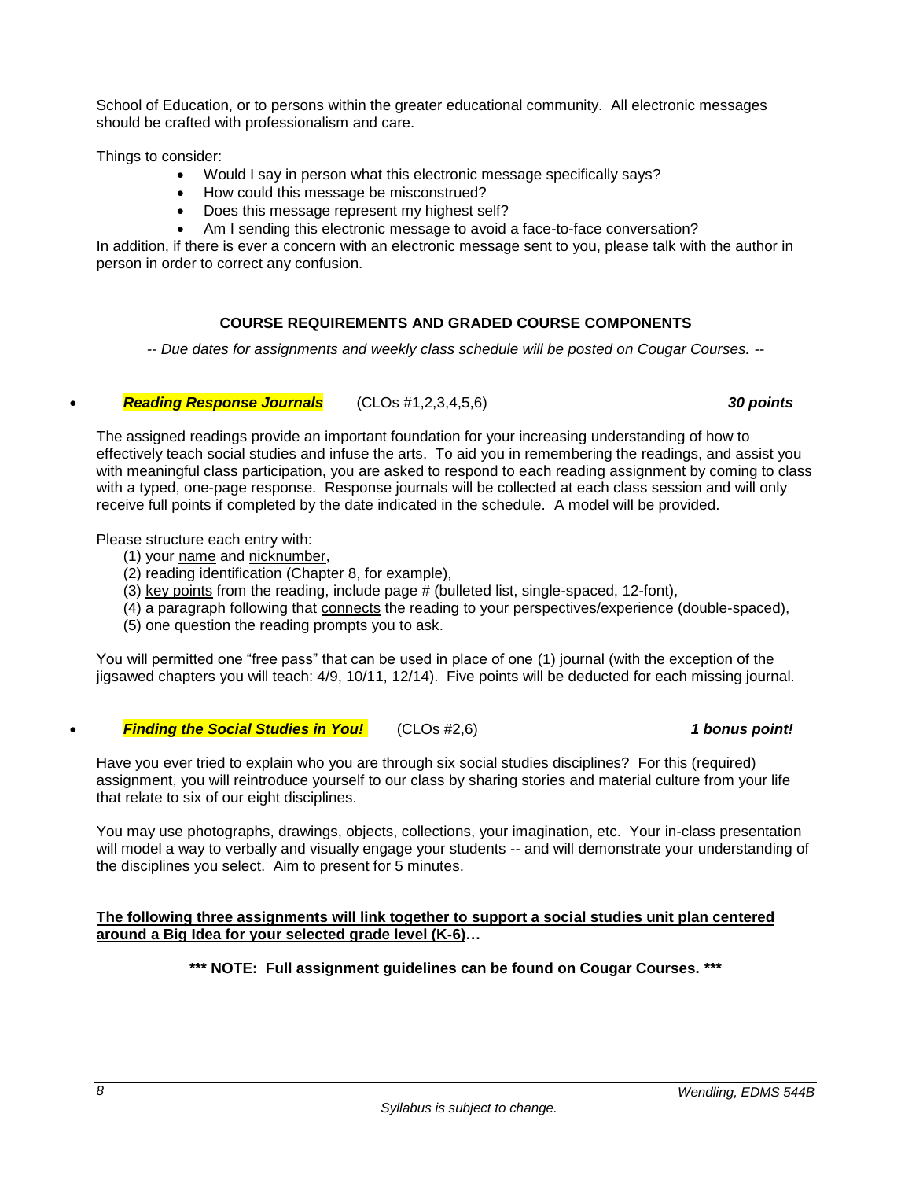School of Education, or to persons within the greater educational community. All electronic messages should be crafted with professionalism and care.

Things to consider:

- Would I say in person what this electronic message specifically says?
- How could this message be misconstrued?
- Does this message represent my highest self?
- Am I sending this electronic message to avoid a face-to-face conversation?

In addition, if there is ever a concern with an electronic message sent to you, please talk with the author in person in order to correct any confusion.

## COURSE REQUIREMENTS AND GRADED COURSE COMPONENTS

*-- Due dates for assignments and weekly class schedule will be posted on Cougar Courses. --*

- ***Reading Response Journals*** (CLOs #1,2,3,4,5,6) ***30 points***

The assigned readings provide an important foundation for your increasing understanding of how to effectively teach social studies and infuse the arts. To aid you in remembering the readings, and assist you with meaningful class participation, you are asked to respond to each reading assignment by coming to class with a typed, one-page response. Response journals will be collected at each class session and will only receive full points if completed by the date indicated in the schedule. A model will be provided.

Please structure each entry with:

(1) your <u>name</u> and <u>nicknumber</u>,
(2) <u>reading</u> identification (Chapter 8, for example),
(3) <u>key points</u> from the reading, include page # (bulleted list, single-spaced, 12-font),
(4) a paragraph following that <u>connects</u> the reading to your perspectives/experience (double-spaced),
(5) <u>one question</u> the reading prompts you to ask.

You will permitted one "free pass" that can be used in place of one (1) journal (with the exception of the jigsawed chapters you will teach: 4/9, 10/11, 12/14). Five points will be deducted for each missing journal.

- ***Finding the Social Studies in You!*** (CLOs #2,6) ***1 bonus point!***

Have you ever tried to explain who you are through six social studies disciplines? For this (required) assignment, you will reintroduce yourself to our class by sharing stories and material culture from your life that relate to six of our eight disciplines.

You may use photographs, drawings, objects, collections, your imagination, etc. Your in-class presentation will model a way to verbally and visually engage your students -- and will demonstrate your understanding of the disciplines you select. Aim to present for 5 minutes.

**<u>The following three assignments will link together to support a social studies unit plan centered around a Big Idea for your selected grade level (K-6)</u>…**

**\*\*\* NOTE: Full assignment guidelines can be found on Cougar Courses. \*\*\***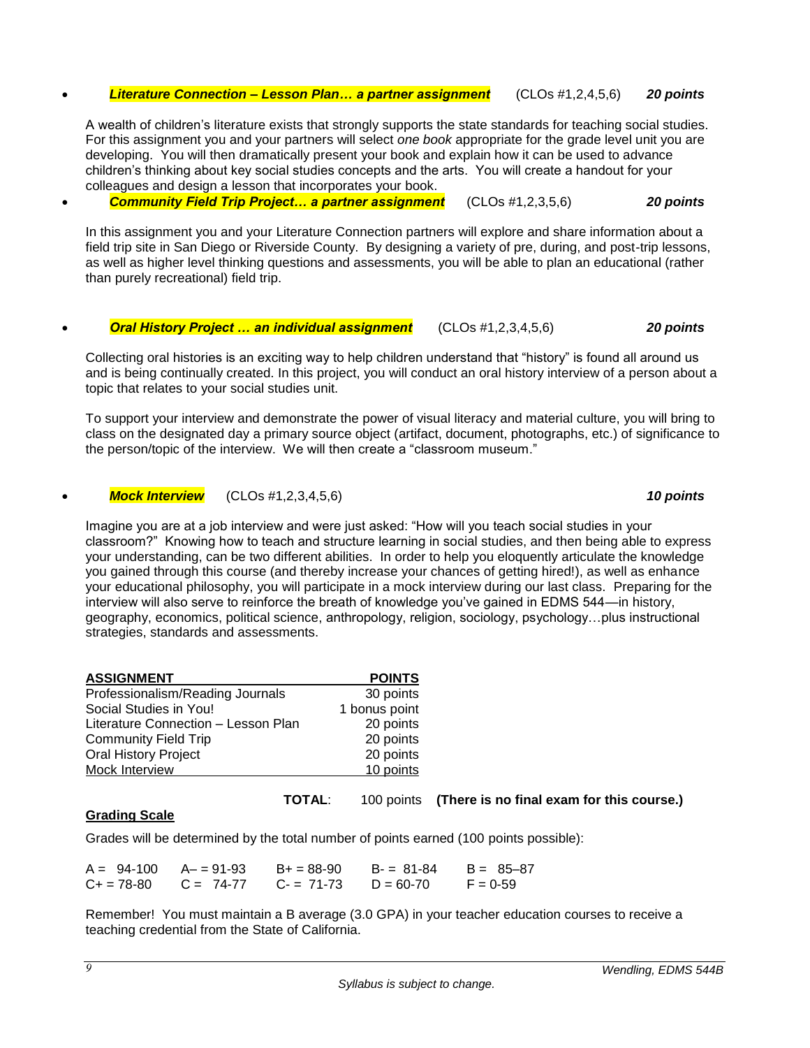- ***Literature Connection – Lesson Plan… a partner assignment*** (CLOs #1,2,4,5,6) ***20 points***

A wealth of children's literature exists that strongly supports the state standards for teaching social studies. For this assignment you and your partners will select *one book* appropriate for the grade level unit you are developing. You will then dramatically present your book and explain how it can be used to advance children's thinking about key social studies concepts and the arts. You will create a handout for your colleagues and design a lesson that incorporates your book.

- ***Community Field Trip Project… a partner assignment*** (CLOs #1,2,3,5,6) ***20 points***

In this assignment you and your Literature Connection partners will explore and share information about a field trip site in San Diego or Riverside County. By designing a variety of pre, during, and post-trip lessons, as well as higher level thinking questions and assessments, you will be able to plan an educational (rather than purely recreational) field trip.

- ***Oral History Project … an individual assignment*** (CLOs #1,2,3,4,5,6) ***20 points***

Collecting oral histories is an exciting way to help children understand that "history" is found all around us and is being continually created. In this project, you will conduct an oral history interview of a person about a topic that relates to your social studies unit.

To support your interview and demonstrate the power of visual literacy and material culture, you will bring to class on the designated day a primary source object (artifact, document, photographs, etc.) of significance to the person/topic of the interview. We will then create a "classroom museum."

- ***Mock Interview*** (CLOs #1,2,3,4,5,6) ***10 points***

Imagine you are at a job interview and were just asked: "How will you teach social studies in your classroom?" Knowing how to teach and structure learning in social studies, and then being able to express your understanding, can be two different abilities. In order to help you eloquently articulate the knowledge you gained through this course (and thereby increase your chances of getting hired!), as well as enhance your educational philosophy, you will participate in a mock interview during our last class. Preparing for the interview will also serve to reinforce the breath of knowledge you've gained in EDMS 544—in history, geography, economics, political science, anthropology, religion, sociology, psychology…plus instructional strategies, standards and assessments.

| ASSIGNMENT | POINTS |
|---|---|
| Professionalism/Reading Journals | 30 points |
| Social Studies in You! | 1 bonus point |
| Literature Connection – Lesson Plan | 20 points |
| Community Field Trip | 20 points |
| Oral History Project | 20 points |
| Mock Interview | 10 points |
| **TOTAL**: | 100 points |

**(There is no final exam for this course.)**

**Grading Scale**

Grades will be determined by the total number of points earned (100 points possible):

| | | | | |
|---|---|---|---|---|
| A = 94-100 | A– = 91-93 | B+ = 88-90 | B- = 81-84 | B = 85–87 |
| C+ = 78-80 | C = 74-77 | C- = 71-73 | D = 60-70 | F = 0-59 |

Remember! You must maintain a B average (3.0 GPA) in your teacher education courses to receive a teaching credential from the State of California.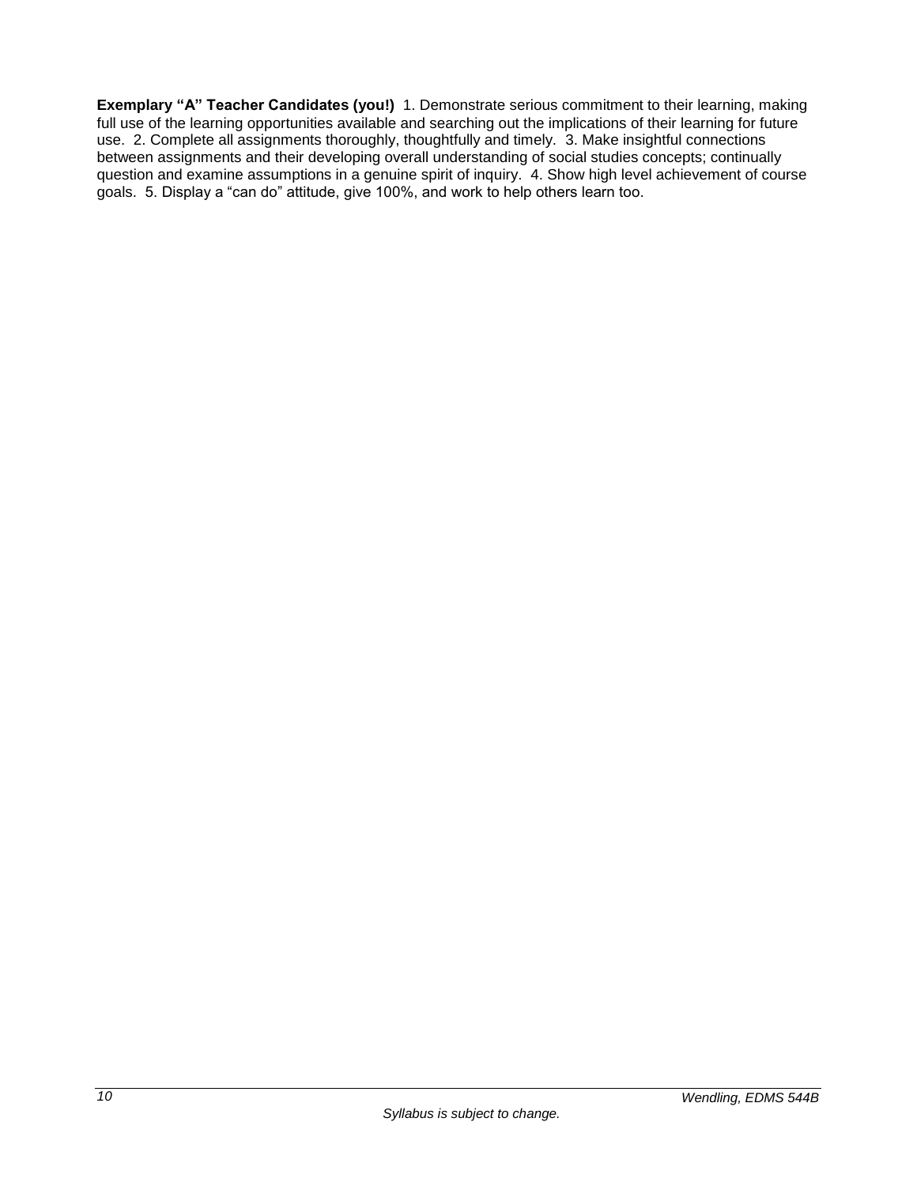**Exemplary "A" Teacher Candidates (you!)** 1. Demonstrate serious commitment to their learning, making full use of the learning opportunities available and searching out the implications of their learning for future use. 2. Complete all assignments thoroughly, thoughtfully and timely. 3. Make insightful connections between assignments and their developing overall understanding of social studies concepts; continually question and examine assumptions in a genuine spirit of inquiry. 4. Show high level achievement of course goals. 5. Display a "can do" attitude, give 100%, and work to help others learn too.